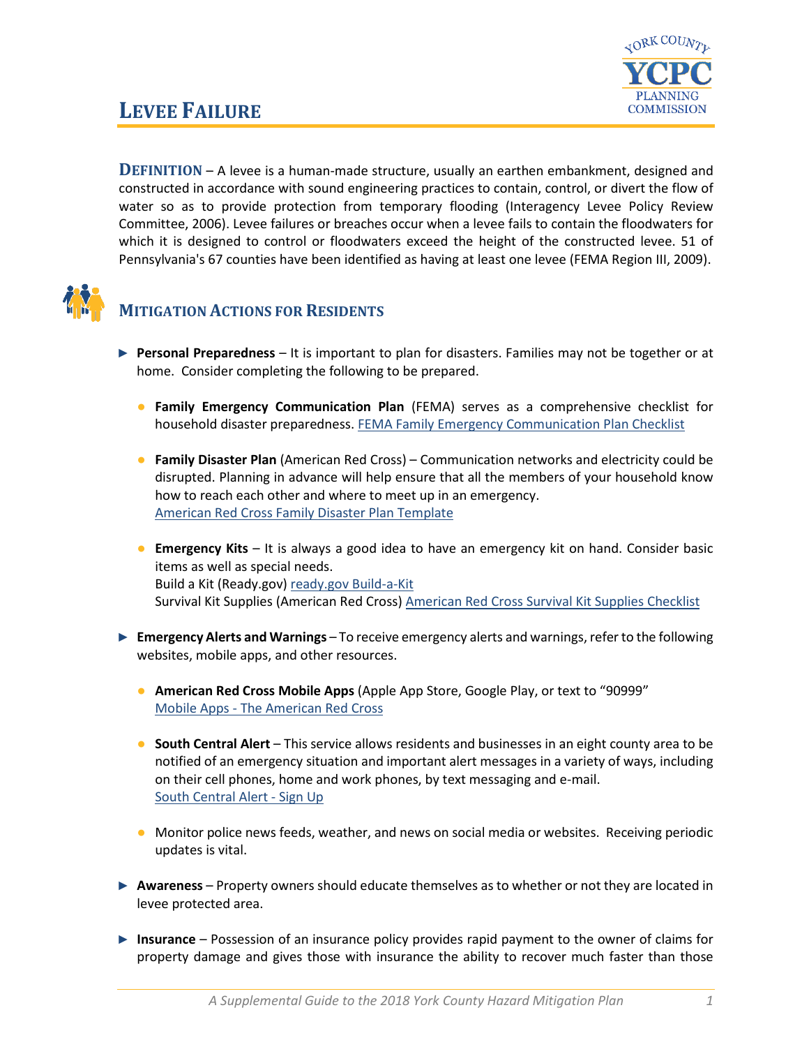# Levee Failure

**Definition** – A levee is a human-made structure, usually an earthen embankment, designed and constructed in accordance with sound engineering practices to contain, control, or divert the flow of water so as to provide protection from temporary flooding (Interagency Levee Policy Review Committee, 2006). Levee failures or breaches occur when a levee fails to contain the floodwaters for which it is designed to control or floodwaters exceed the height of the constructed levee. 51 of Pennsylvania's 67 counties have been identified as having at least one levee (FEMA Region III, 2009).

## Mitigation Actions for Residents

- **Personal Preparedness** – It is important to plan for disasters. Families may not be together or at home. Consider completing the following to be prepared.

  - **Family Emergency Communication Plan** (FEMA) serves as a comprehensive checklist for household disaster preparedness. FEMA Family Emergency Communication Plan Checklist

  - **Family Disaster Plan** (American Red Cross) – Communication networks and electricity could be disrupted. Planning in advance will help ensure that all the members of your household know how to reach each other and where to meet up in an emergency.
    American Red Cross Family Disaster Plan Template

  - **Emergency Kits** – It is always a good idea to have an emergency kit on hand. Consider basic items as well as special needs.
    Build a Kit (Ready.gov) ready.gov Build-a-Kit
    Survival Kit Supplies (American Red Cross) American Red Cross Survival Kit Supplies Checklist

- **Emergency Alerts and Warnings** – To receive emergency alerts and warnings, refer to the following websites, mobile apps, and other resources.

  - **American Red Cross Mobile Apps** (Apple App Store, Google Play, or text to "90999"
    Mobile Apps - The American Red Cross

  - **South Central Alert** – This service allows residents and businesses in an eight county area to be notified of an emergency situation and important alert messages in a variety of ways, including on their cell phones, home and work phones, by text messaging and e-mail.
    South Central Alert - Sign Up

  - Monitor police news feeds, weather, and news on social media or websites. Receiving periodic updates is vital.

- **Awareness** – Property owners should educate themselves as to whether or not they are located in levee protected area.

- **Insurance** – Possession of an insurance policy provides rapid payment to the owner of claims for property damage and gives those with insurance the ability to recover much faster than those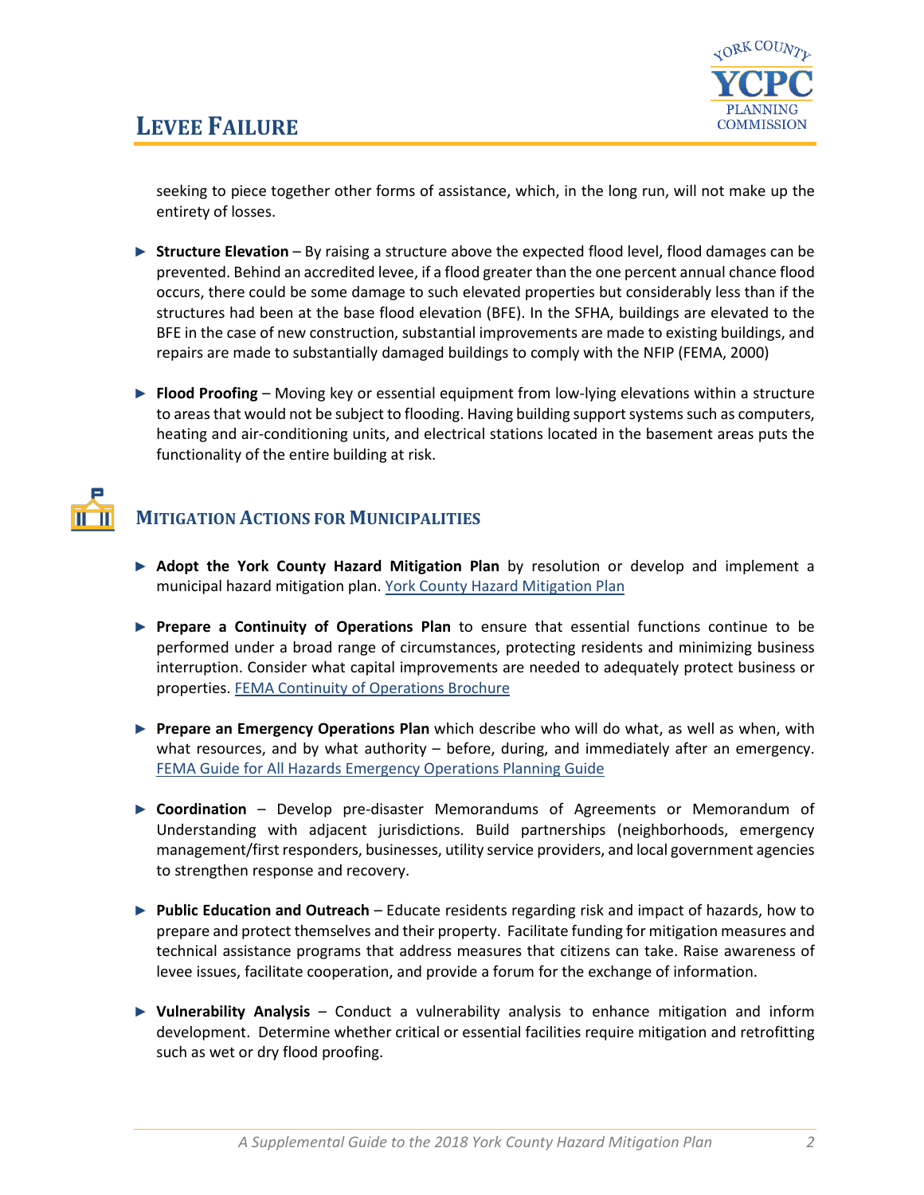seeking to piece together other forms of assistance, which, in the long run, will not make up the entirety of losses.

- **Structure Elevation** – By raising a structure above the expected flood level, flood damages can be prevented. Behind an accredited levee, if a flood greater than the one percent annual chance flood occurs, there could be some damage to such elevated properties but considerably less than if the structures had been at the base flood elevation (BFE). In the SFHA, buildings are elevated to the BFE in the case of new construction, substantial improvements are made to existing buildings, and repairs are made to substantially damaged buildings to comply with the NFIP (FEMA, 2000)

- **Flood Proofing** – Moving key or essential equipment from low-lying elevations within a structure to areas that would not be subject to flooding. Having building support systems such as computers, heating and air-conditioning units, and electrical stations located in the basement areas puts the functionality of the entire building at risk.

## Mitigation Actions for Municipalities

- **Adopt the York County Hazard Mitigation Plan** by resolution or develop and implement a municipal hazard mitigation plan. York County Hazard Mitigation Plan

- **Prepare a Continuity of Operations Plan** to ensure that essential functions continue to be performed under a broad range of circumstances, protecting residents and minimizing business interruption. Consider what capital improvements are needed to adequately protect business or properties. FEMA Continuity of Operations Brochure

- **Prepare an Emergency Operations Plan** which describe who will do what, as well as when, with what resources, and by what authority – before, during, and immediately after an emergency. FEMA Guide for All Hazards Emergency Operations Planning Guide

- **Coordination** – Develop pre-disaster Memorandums of Agreements or Memorandum of Understanding with adjacent jurisdictions. Build partnerships (neighborhoods, emergency management/first responders, businesses, utility service providers, and local government agencies to strengthen response and recovery.

- **Public Education and Outreach** – Educate residents regarding risk and impact of hazards, how to prepare and protect themselves and their property. Facilitate funding for mitigation measures and technical assistance programs that address measures that citizens can take. Raise awareness of levee issues, facilitate cooperation, and provide a forum for the exchange of information.

- **Vulnerability Analysis** – Conduct a vulnerability analysis to enhance mitigation and inform development. Determine whether critical or essential facilities require mitigation and retrofitting such as wet or dry flood proofing.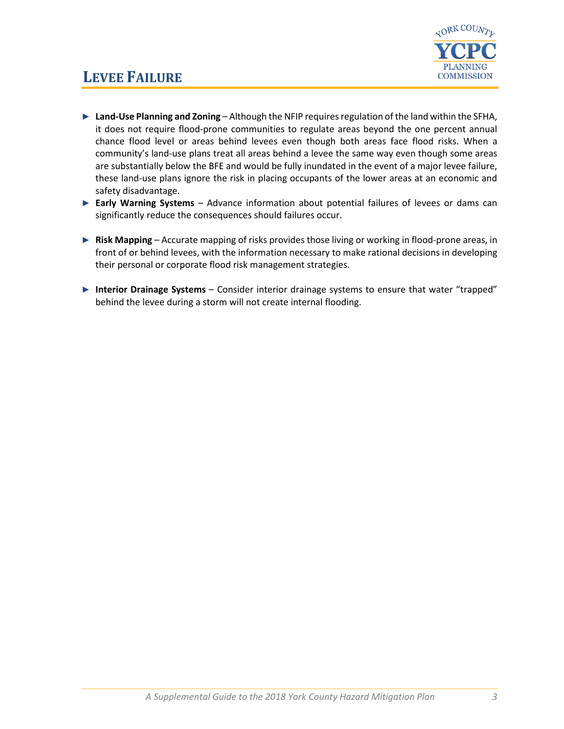# Levee Failure

- **Land-Use Planning and Zoning** – Although the NFIP requires regulation of the land within the SFHA, it does not require flood-prone communities to regulate areas beyond the one percent annual chance flood level or areas behind levees even though both areas face flood risks. When a community's land-use plans treat all areas behind a levee the same way even though some areas are substantially below the BFE and would be fully inundated in the event of a major levee failure, these land-use plans ignore the risk in placing occupants of the lower areas at an economic and safety disadvantage.
- **Early Warning Systems** – Advance information about potential failures of levees or dams can significantly reduce the consequences should failures occur.
- **Risk Mapping** – Accurate mapping of risks provides those living or working in flood-prone areas, in front of or behind levees, with the information necessary to make rational decisions in developing their personal or corporate flood risk management strategies.
- **Interior Drainage Systems** – Consider interior drainage systems to ensure that water "trapped" behind the levee during a storm will not create internal flooding.